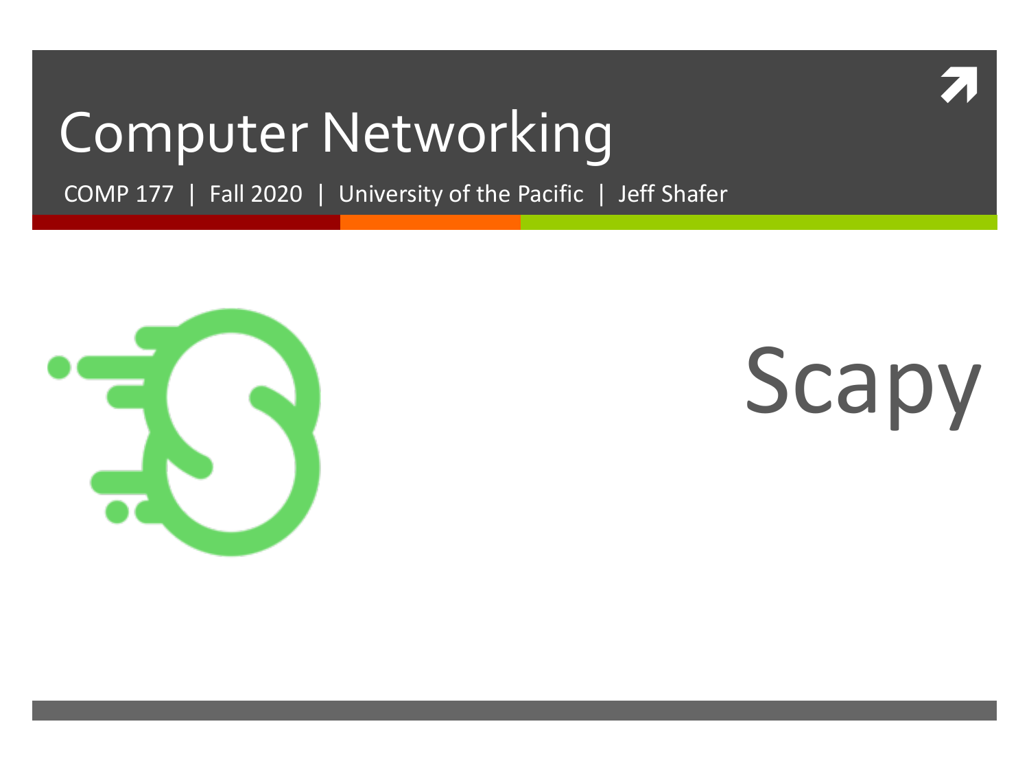# Computer Networking

COMP 177 | Fall 2020 | University of the Pacific | Jeff Shafer

# Scapy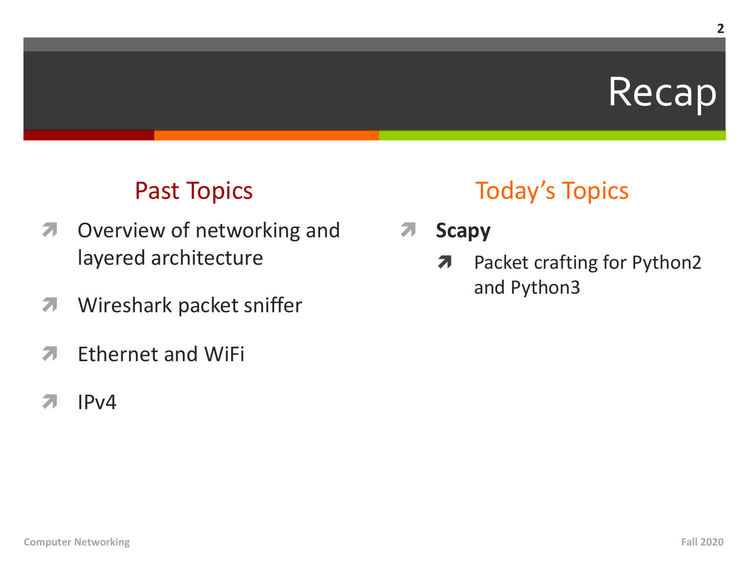# Recap

## Past Topics

- Overview of networking and layered architecture
- Wireshark packet sniffer
- Ethernet and WiFi
- IPv4

## Today's Topics

- **Scapy**
  - Packet crafting for Python2 and Python3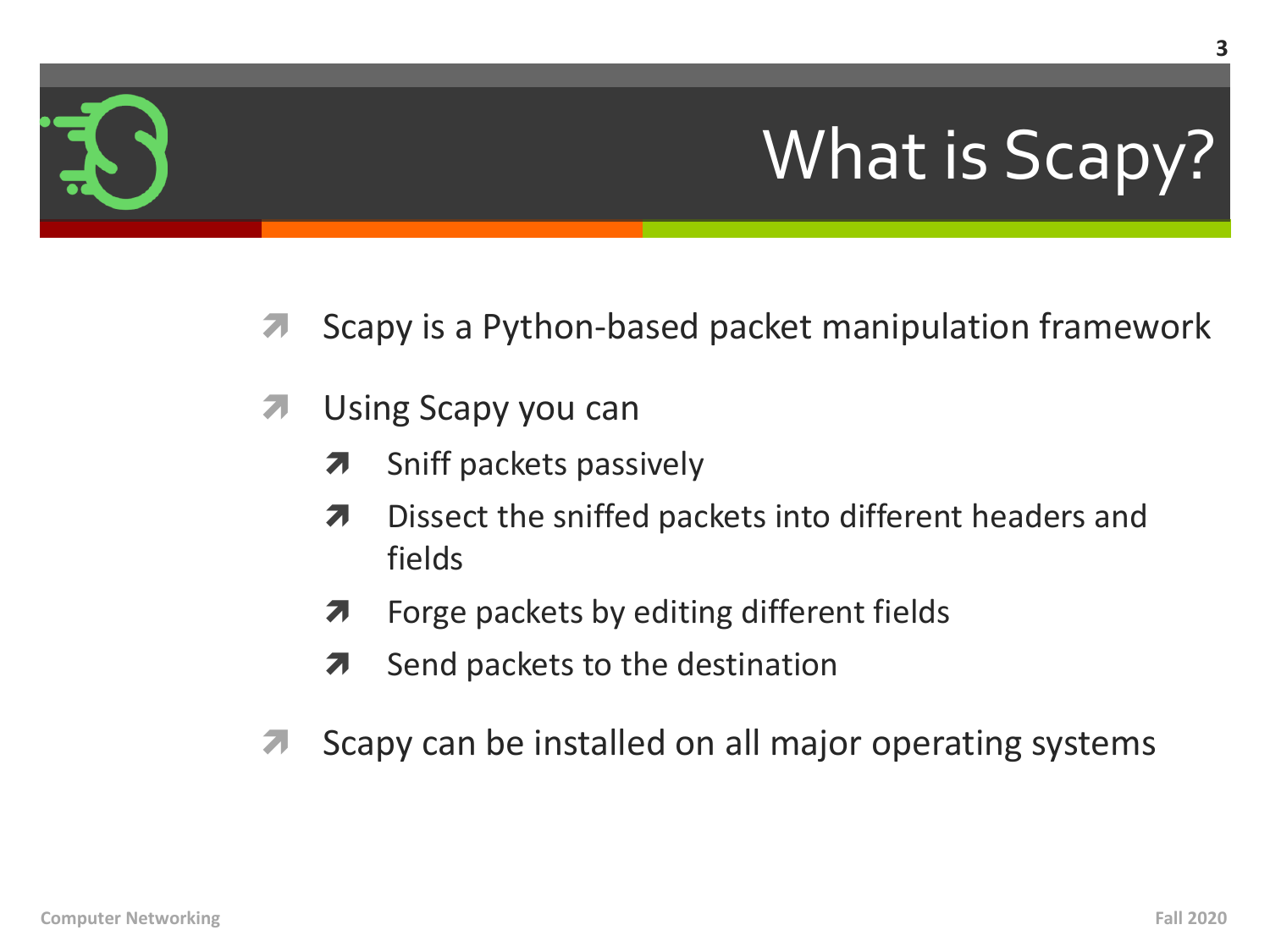# What is Scapy?

- Scapy is a Python-based packet manipulation framework
- Using Scapy you can
  - Sniff packets passively
  - Dissect the sniffed packets into different headers and fields
  - Forge packets by editing different fields
  - Send packets to the destination
- Scapy can be installed on all major operating systems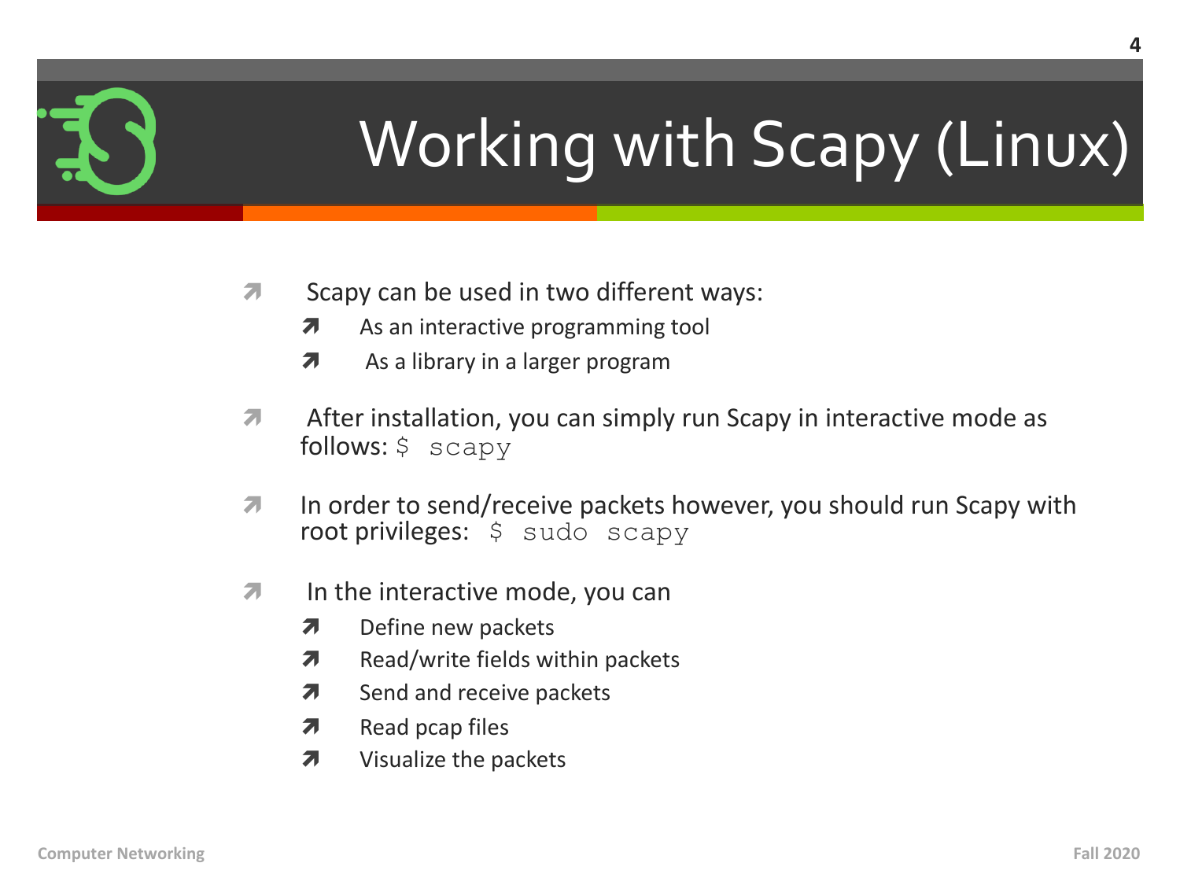# Working with Scapy (Linux)

- Scapy can be used in two different ways:
  - As an interactive programming tool
  - As a library in a larger program
- After installation, you can simply run Scapy in interactive mode as follows: `$ scapy`
- In order to send/receive packets however, you should run Scapy with root privileges: `$ sudo scapy`
- In the interactive mode, you can
  - Define new packets
  - Read/write fields within packets
  - Send and receive packets
  - Read pcap files
  - Visualize the packets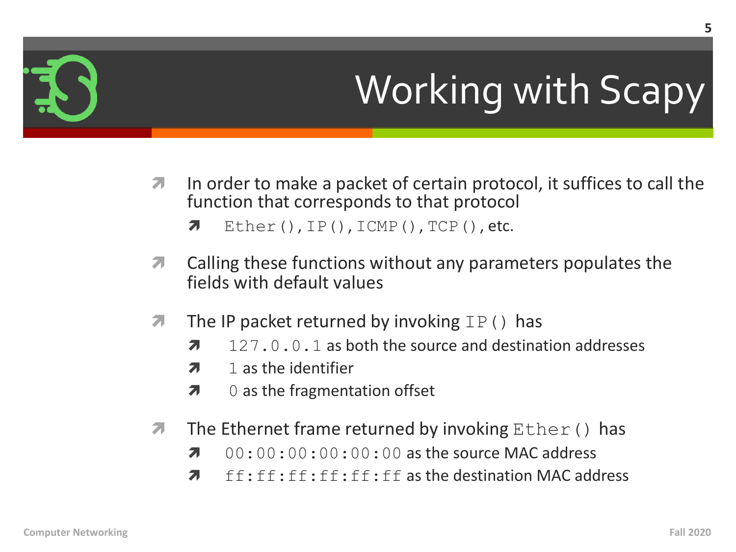# Working with Scapy

- In order to make a packet of certain protocol, it suffices to call the function that corresponds to that protocol
  - `Ether()`, `IP()`, `ICMP()`, `TCP()`, etc.
- Calling these functions without any parameters populates the fields with default values
- The IP packet returned by invoking `IP()` has
  - `127.0.0.1` as both the source and destination addresses
  - `1` as the identifier
  - `0` as the fragmentation offset
- The Ethernet frame returned by invoking `Ether()` has
  - `00:00:00:00:00:00` as the source MAC address
  - `ff:ff:ff:ff:ff:ff` as the destination MAC address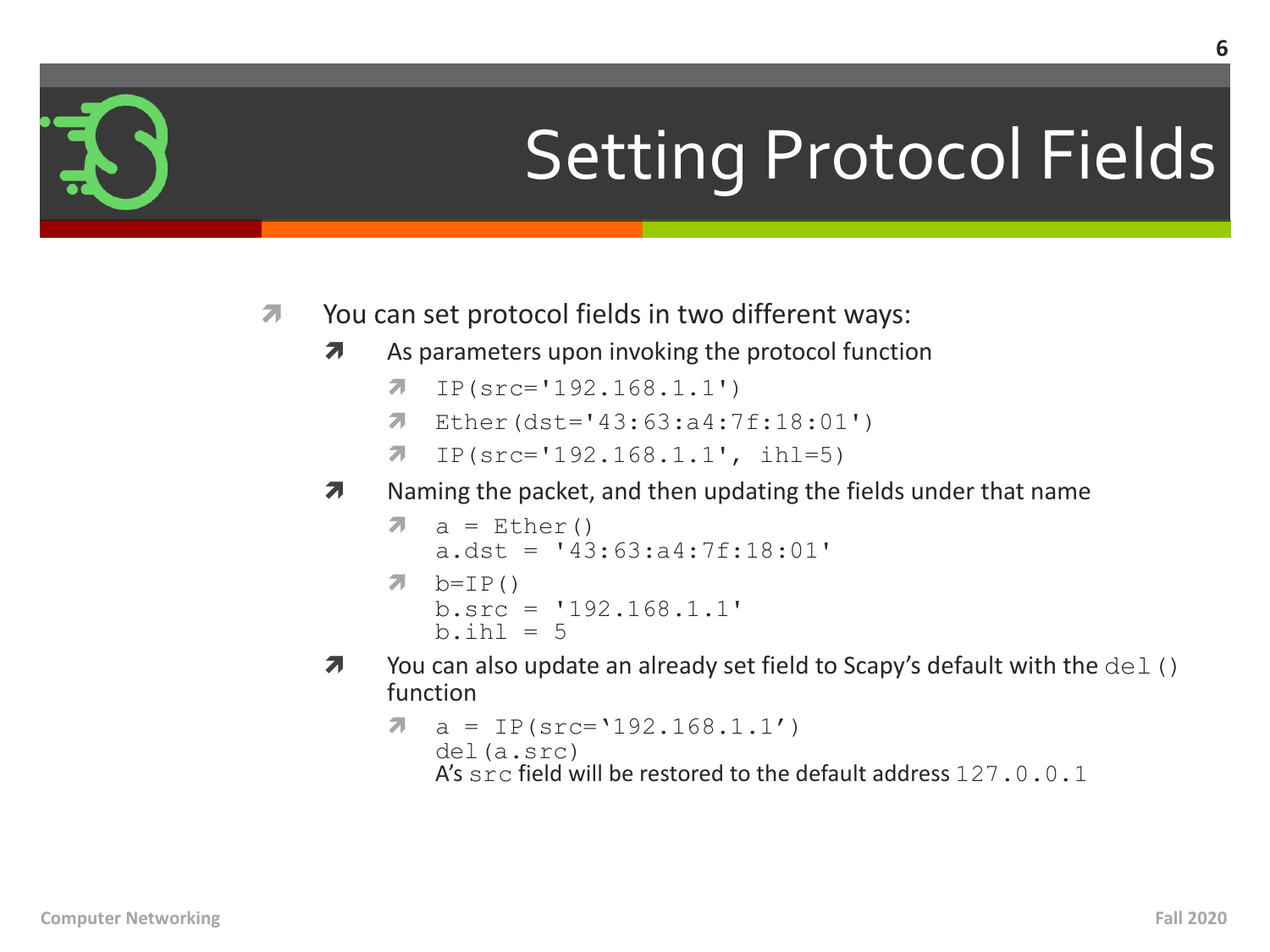# Setting Protocol Fields

- You can set protocol fields in two different ways:
  - As parameters upon invoking the protocol function
    - `IP(src='192.168.1.1')`
    - `Ether(dst='43:63:a4:7f:18:01')`
    - `IP(src='192.168.1.1', ihl=5)`
  - Naming the packet, and then updating the fields under that name
    - ```
      a = Ether()
      a.dst = '43:63:a4:7f:18:01'
      ```
    - ```
      b=IP()
      b.src = '192.168.1.1'
      b.ihl = 5
      ```
  - You can also update an already set field to Scapy's default with the `del()` function
    - ```
      a = IP(src='192.168.1.1')
      del(a.src)
      ```
      A's `src` field will be restored to the default address `127.0.0.1`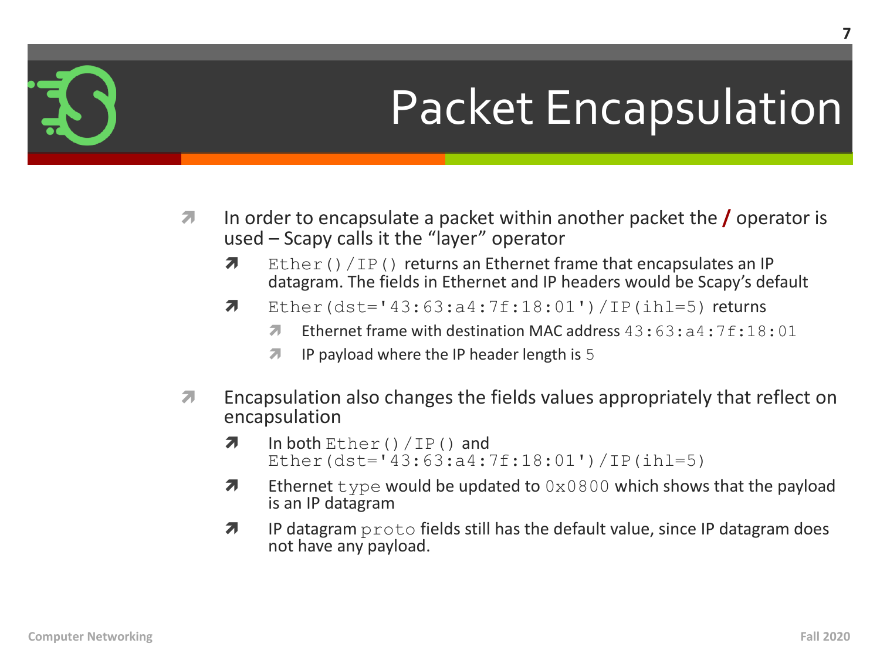# Packet Encapsulation

- In order to encapsulate a packet within another packet the **/** operator is used – Scapy calls it the “layer” operator
  - `Ether()/IP()` returns an Ethernet frame that encapsulates an IP datagram. The fields in Ethernet and IP headers would be Scapy’s default
  - `Ether(dst='43:63:a4:7f:18:01')/IP(ihl=5)` returns
    - Ethernet frame with destination MAC address `43:63:a4:7f:18:01`
    - IP payload where the IP header length is `5`
- Encapsulation also changes the fields values appropriately that reflect on encapsulation
  - In both `Ether()/IP()` and `Ether(dst='43:63:a4:7f:18:01')/IP(ihl=5)`
  - Ethernet `type` would be updated to `0x0800` which shows that the payload is an IP datagram
  - IP datagram `proto` fields still has the default value, since IP datagram does not have any payload.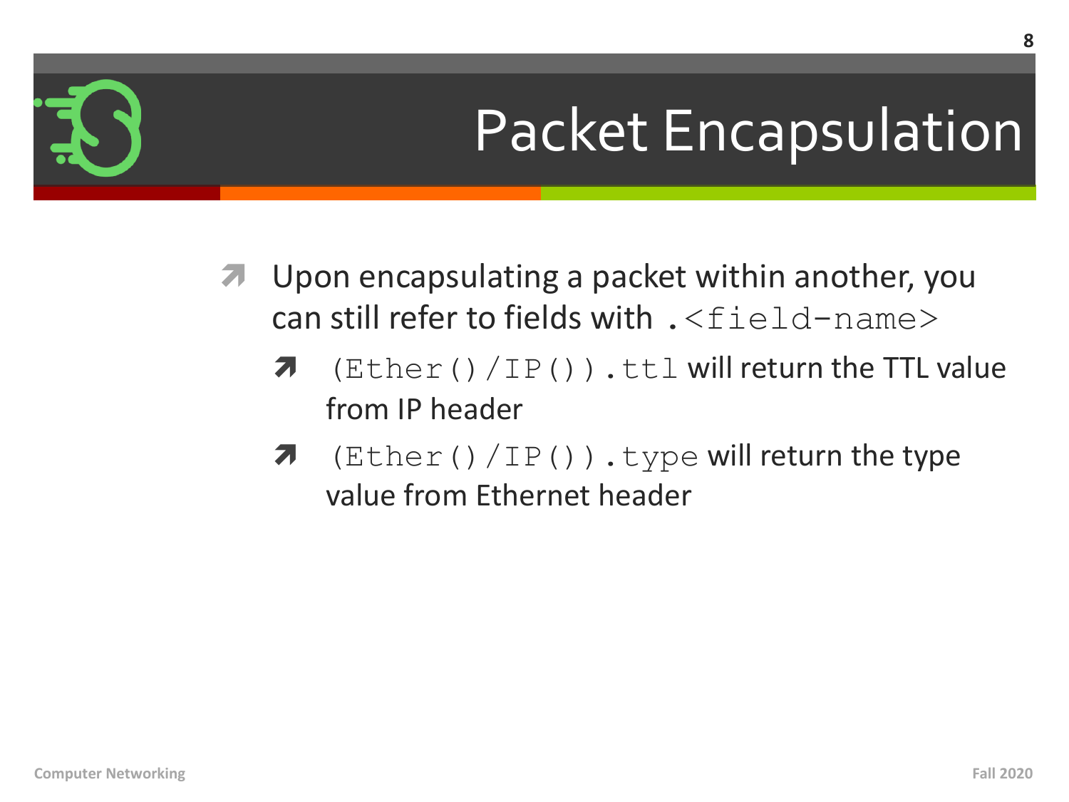# Packet Encapsulation

- Upon encapsulating a packet within another, you can still refer to fields with `.<field-name>`
  - `(Ether()/IP()).ttl` will return the TTL value from IP header
  - `(Ether()/IP()).type` will return the type value from Ethernet header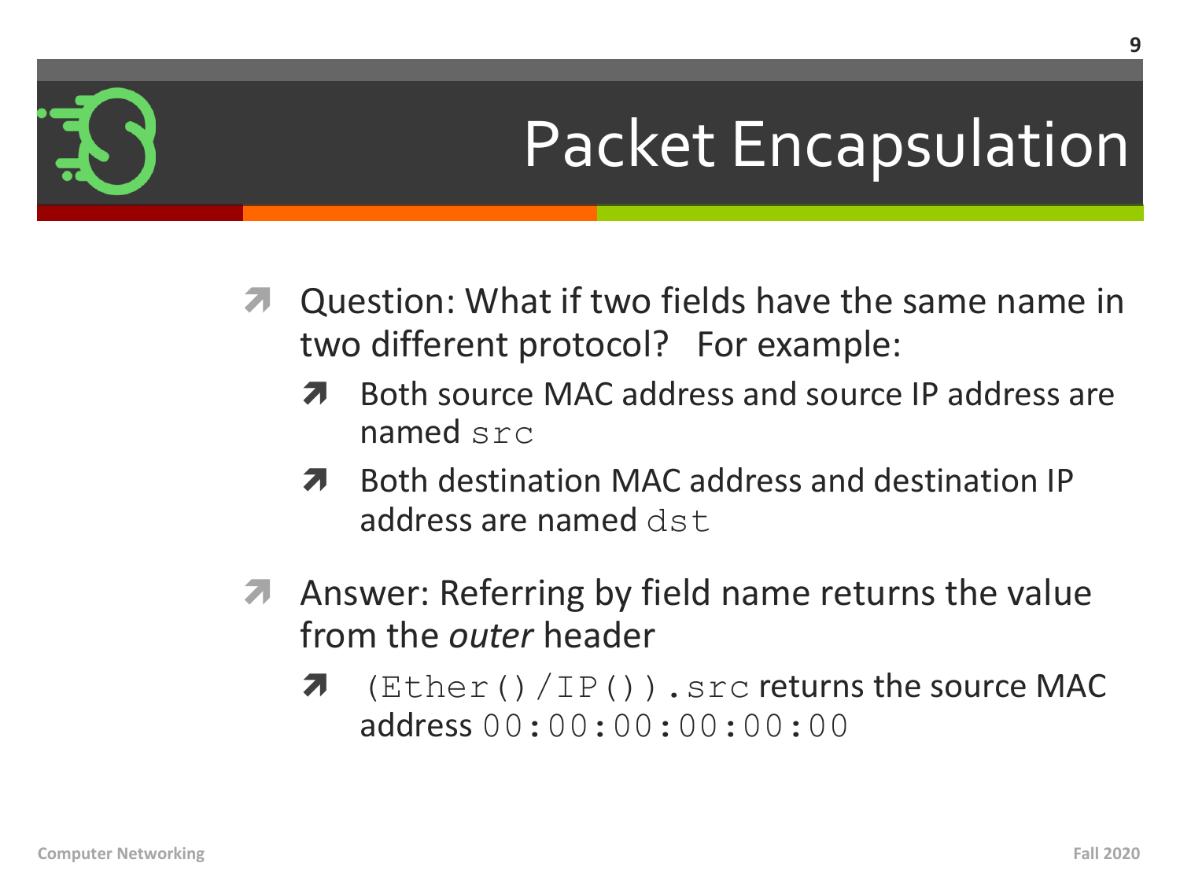# Packet Encapsulation

- Question: What if two fields have the same name in two different protocol? For example:
  - Both source MAC address and source IP address are named `src`
  - Both destination MAC address and destination IP address are named `dst`
- Answer: Referring by field name returns the value from the *outer* header
  - `(Ether()/IP()).src` returns the source MAC address `00:00:00:00:00:00`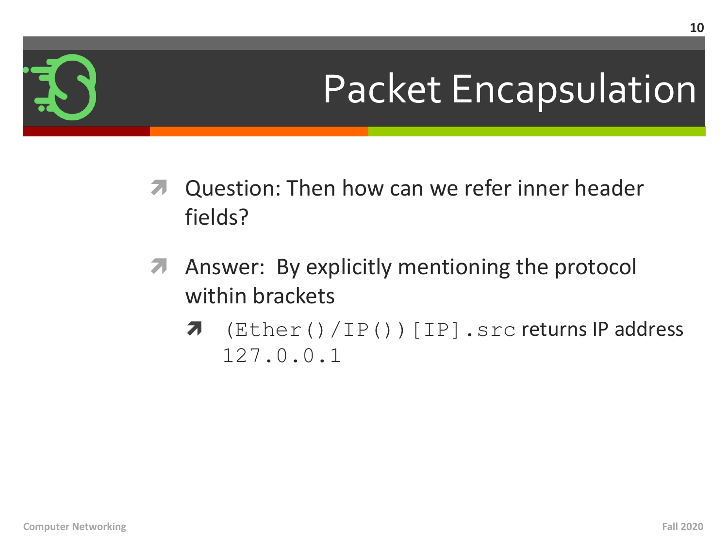# Packet Encapsulation

- Question: Then how can we refer inner header fields?
- Answer: By explicitly mentioning the protocol within brackets
  - `(Ether()/IP())[IP].src` returns IP address `127.0.0.1`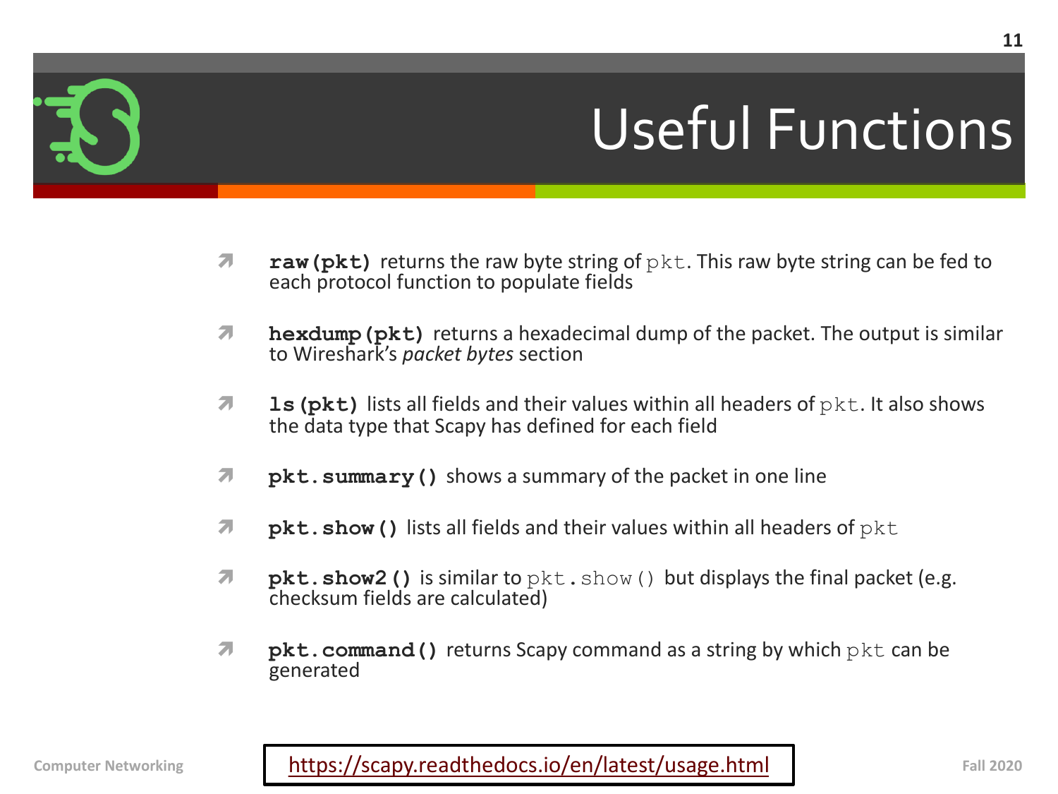# Useful Functions

- **`raw(pkt)`** returns the raw byte string of `pkt`. This raw byte string can be fed to each protocol function to populate fields
- **`hexdump(pkt)`** returns a hexadecimal dump of the packet. The output is similar to Wireshark's *packet bytes* section
- **`ls(pkt)`** lists all fields and their values within all headers of `pkt`. It also shows the data type that Scapy has defined for each field
- **`pkt.summary()`** shows a summary of the packet in one line
- **`pkt.show()`** lists all fields and their values within all headers of `pkt`
- **`pkt.show2()`** is similar to `pkt.show()` but displays the final packet (e.g. checksum fields are calculated)
- **`pkt.command()`** returns Scapy command as a string by which `pkt` can be generated

https://scapy.readthedocs.io/en/latest/usage.html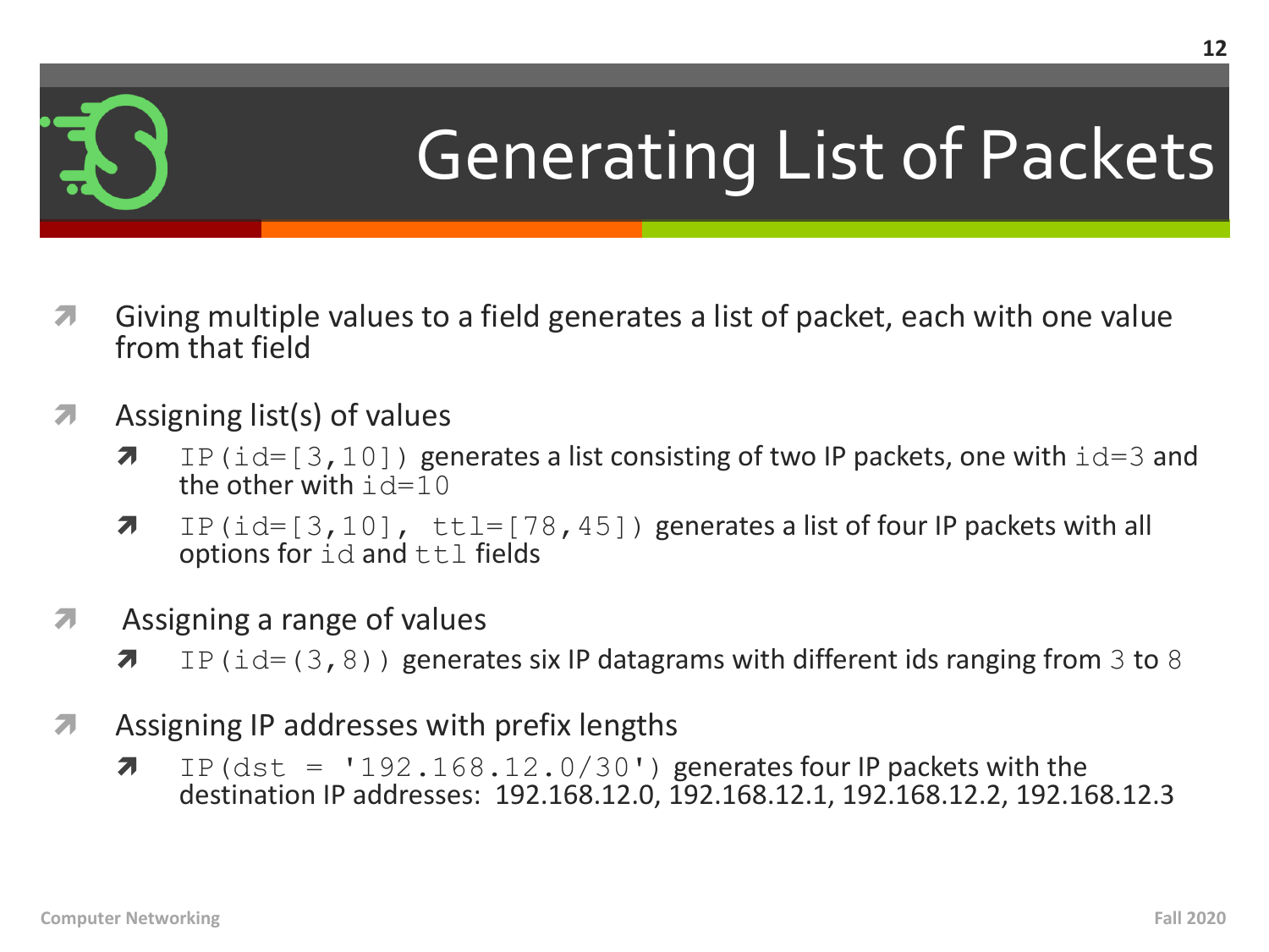# Generating List of Packets

- Giving multiple values to a field generates a list of packet, each with one value from that field
- Assigning list(s) of values
  - `IP(id=[3,10])` generates a list consisting of two IP packets, one with `id=3` and the other with `id=10`
  - `IP(id=[3,10], ttl=[78,45])` generates a list of four IP packets with all options for `id` and `ttl` fields
- Assigning a range of values
  - `IP(id=(3,8))` generates six IP datagrams with different ids ranging from `3` to `8`
- Assigning IP addresses with prefix lengths
  - `IP(dst = '192.168.12.0/30')` generates four IP packets with the destination IP addresses: 192.168.12.0, 192.168.12.1, 192.168.12.2, 192.168.12.3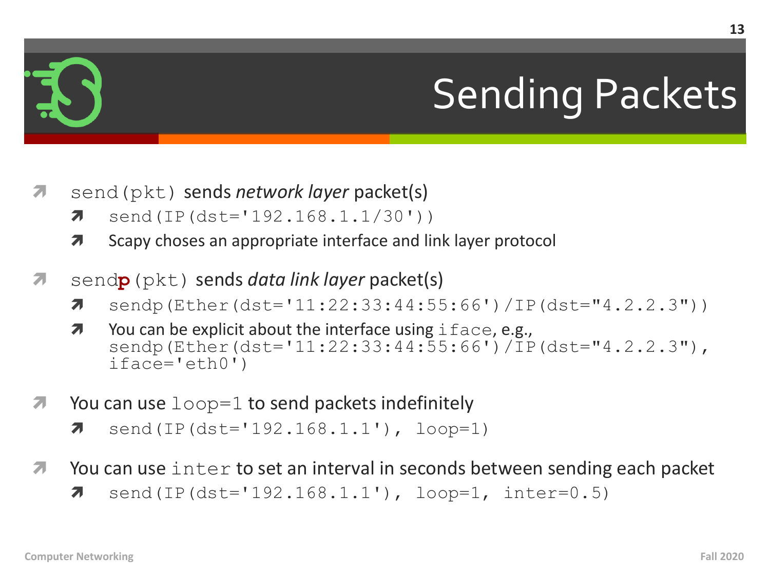# Sending Packets

- `send(pkt)` sends *network layer* packet(s)
  - `send(IP(dst='192.168.1.1/30'))`
  - Scapy choses an appropriate interface and link layer protocol
- `send`**`p`**`(pkt)` sends *data link layer* packet(s)
  - `sendp(Ether(dst='11:22:33:44:55:66')/IP(dst="4.2.2.3"))`
  - You can be explicit about the interface using `iface`, e.g., `sendp(Ether(dst='11:22:33:44:55:66')/IP(dst="4.2.2.3"), iface='eth0')`
- You can use `loop=1` to send packets indefinitely
  - `send(IP(dst='192.168.1.1'), loop=1)`
- You can use `inter` to set an interval in seconds between sending each packet
  - `send(IP(dst='192.168.1.1'), loop=1, inter=0.5)`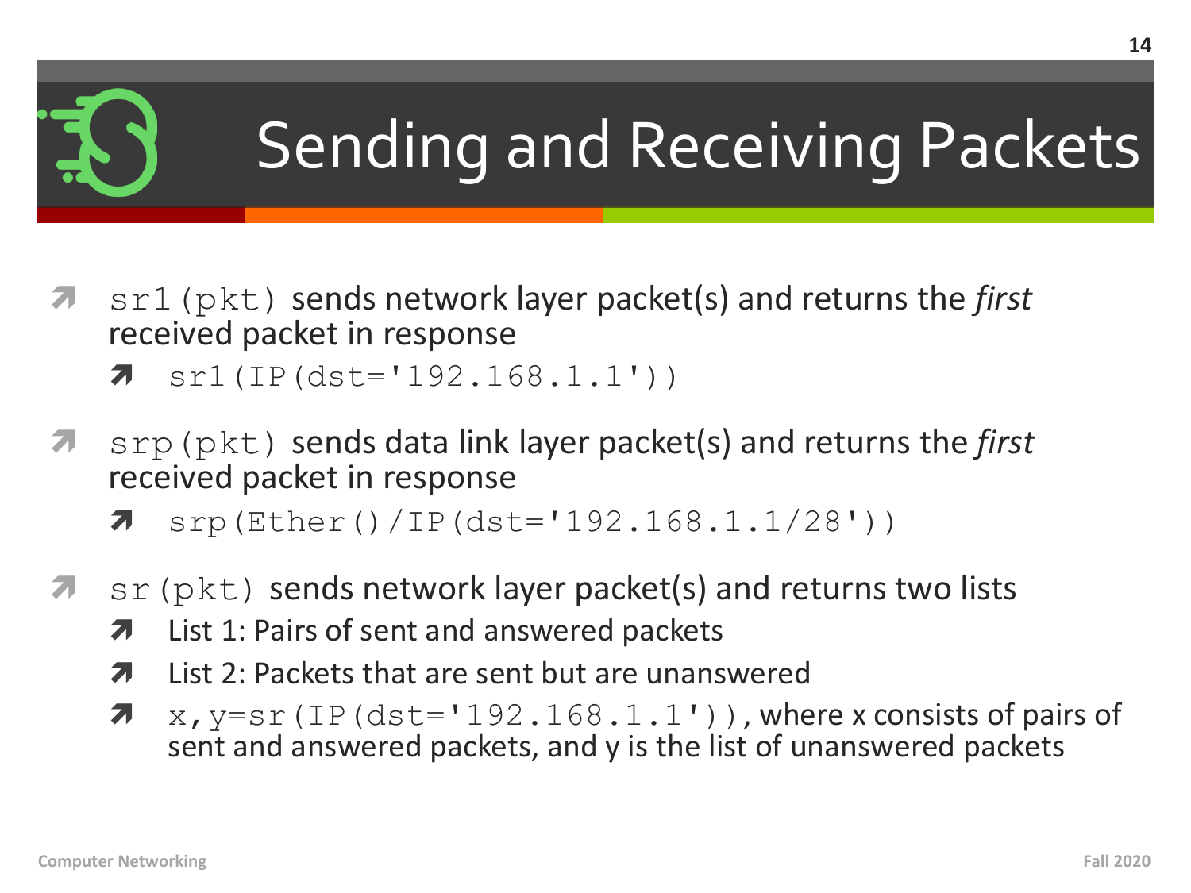# Sending and Receiving Packets

- `sr1(pkt)` sends network layer packet(s) and returns the *first* received packet in response
  - `sr1(IP(dst='192.168.1.1'))`
- `srp(pkt)` sends data link layer packet(s) and returns the *first* received packet in response
  - `srp(Ether()/IP(dst='192.168.1.1/28'))`
- `sr(pkt)` sends network layer packet(s) and returns two lists
  - List 1: Pairs of sent and answered packets
  - List 2: Packets that are sent but are unanswered
  - `x,y=sr(IP(dst='192.168.1.1'))`, where x consists of pairs of sent and answered packets, and y is the list of unanswered packets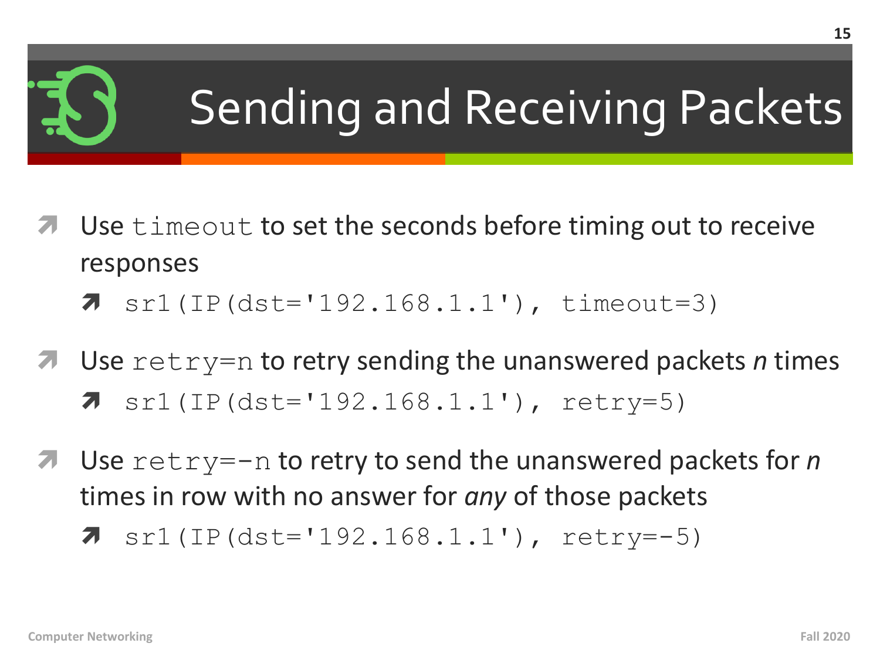# Sending and Receiving Packets

- Use `timeout` to set the seconds before timing out to receive responses
  - `sr1(IP(dst='192.168.1.1'), timeout=3)`
- Use `retry=n` to retry sending the unanswered packets *n* times
  - `sr1(IP(dst='192.168.1.1'), retry=5)`
- Use `retry=-n` to retry to send the unanswered packets for *n* times in row with no answer for *any* of those packets
  - `sr1(IP(dst='192.168.1.1'), retry=-5)`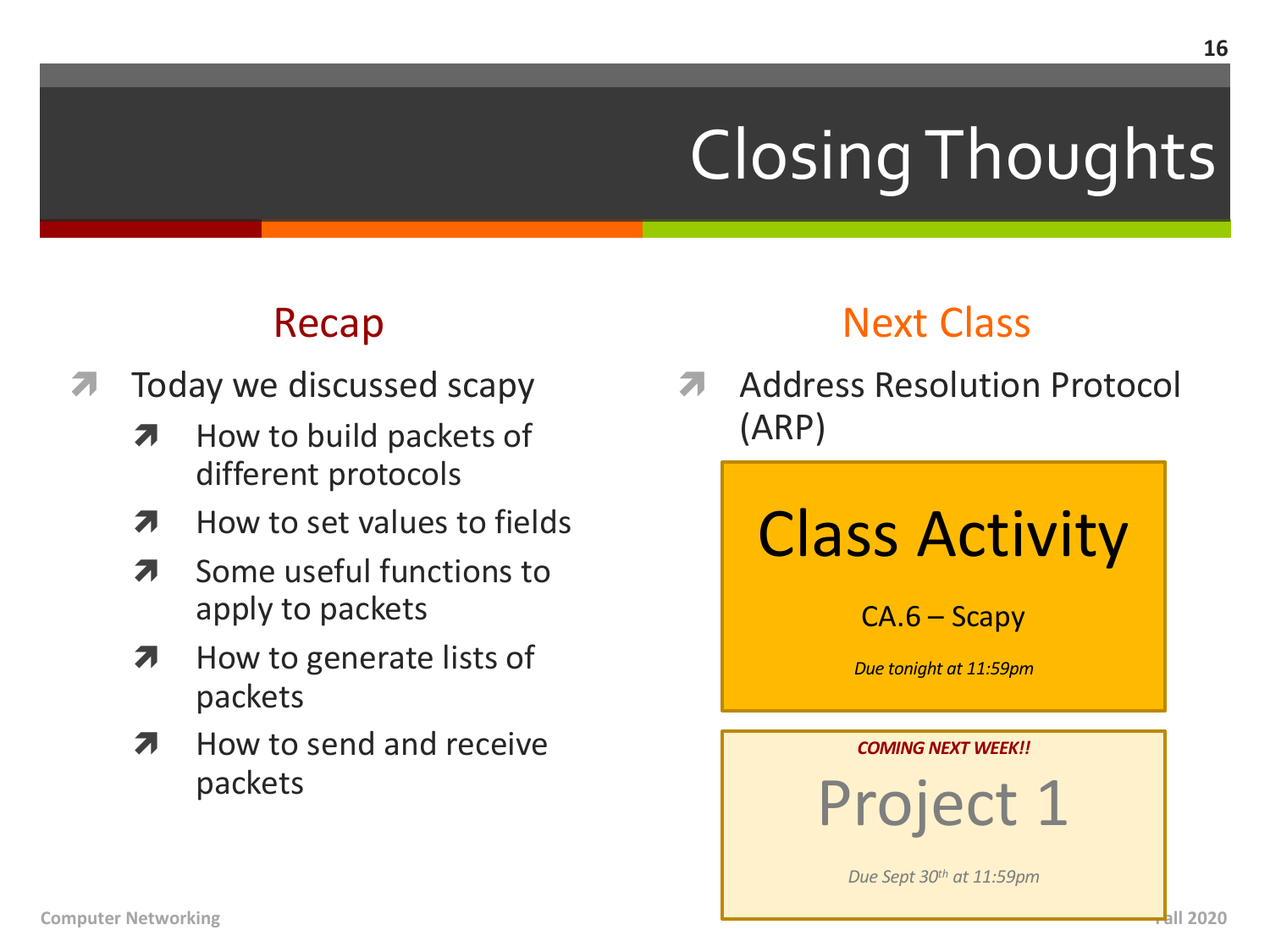# Closing Thoughts

## Recap

- Today we discussed scapy
  - How to build packets of different protocols
  - How to set values to fields
  - Some useful functions to apply to packets
  - How to generate lists of packets
  - How to send and receive packets

## Next Class

- Address Resolution Protocol (ARP)

**Class Activity**

CA.6 – Scapy

*Due tonight at 11:59pm*

***COMING NEXT WEEK!!***

**Project 1**

*Due Sept 30th at 11:59pm*